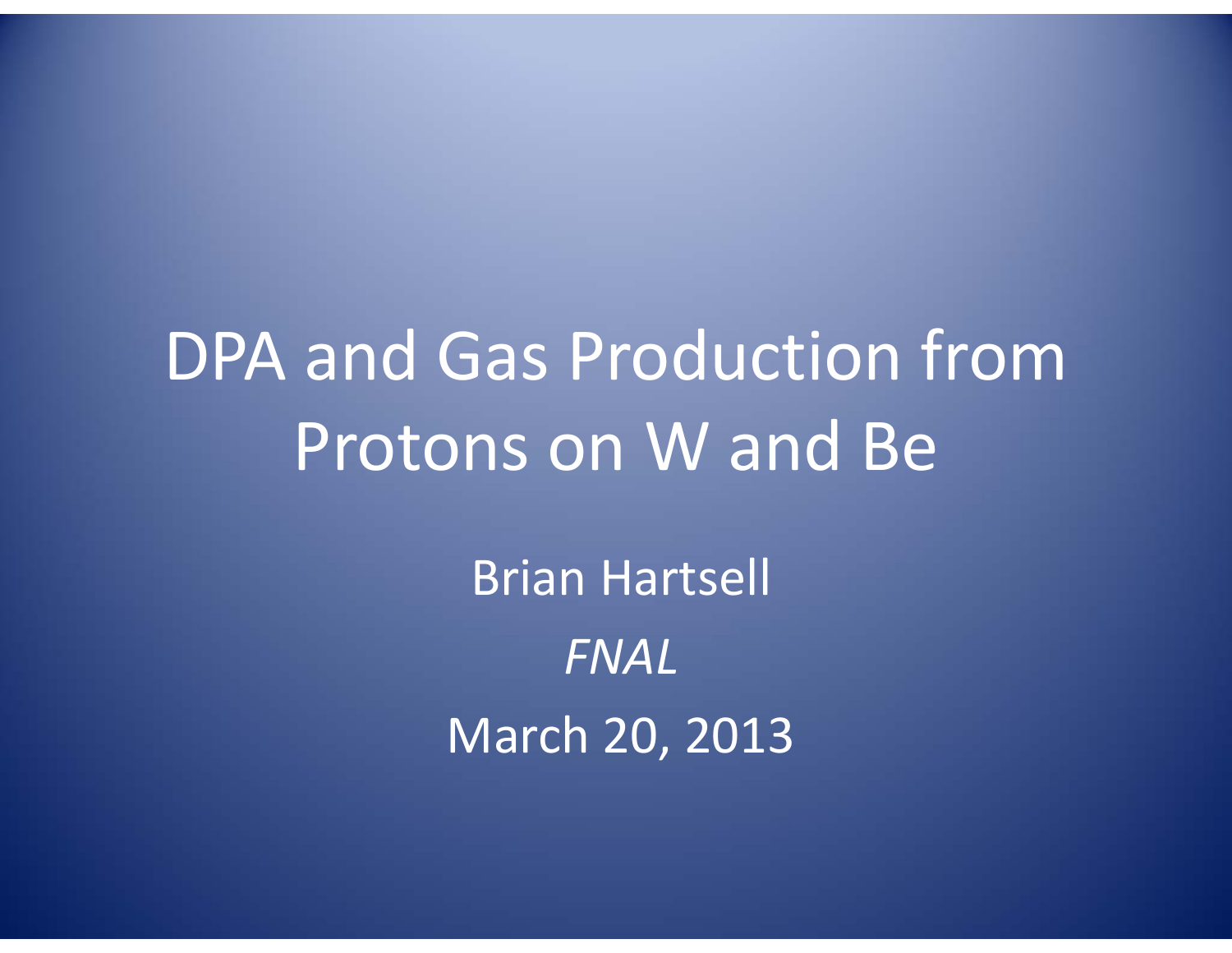# DPA and Gas Production from Protons on W and Be

Brian Hartsell

*FNAL*

March 20, 2013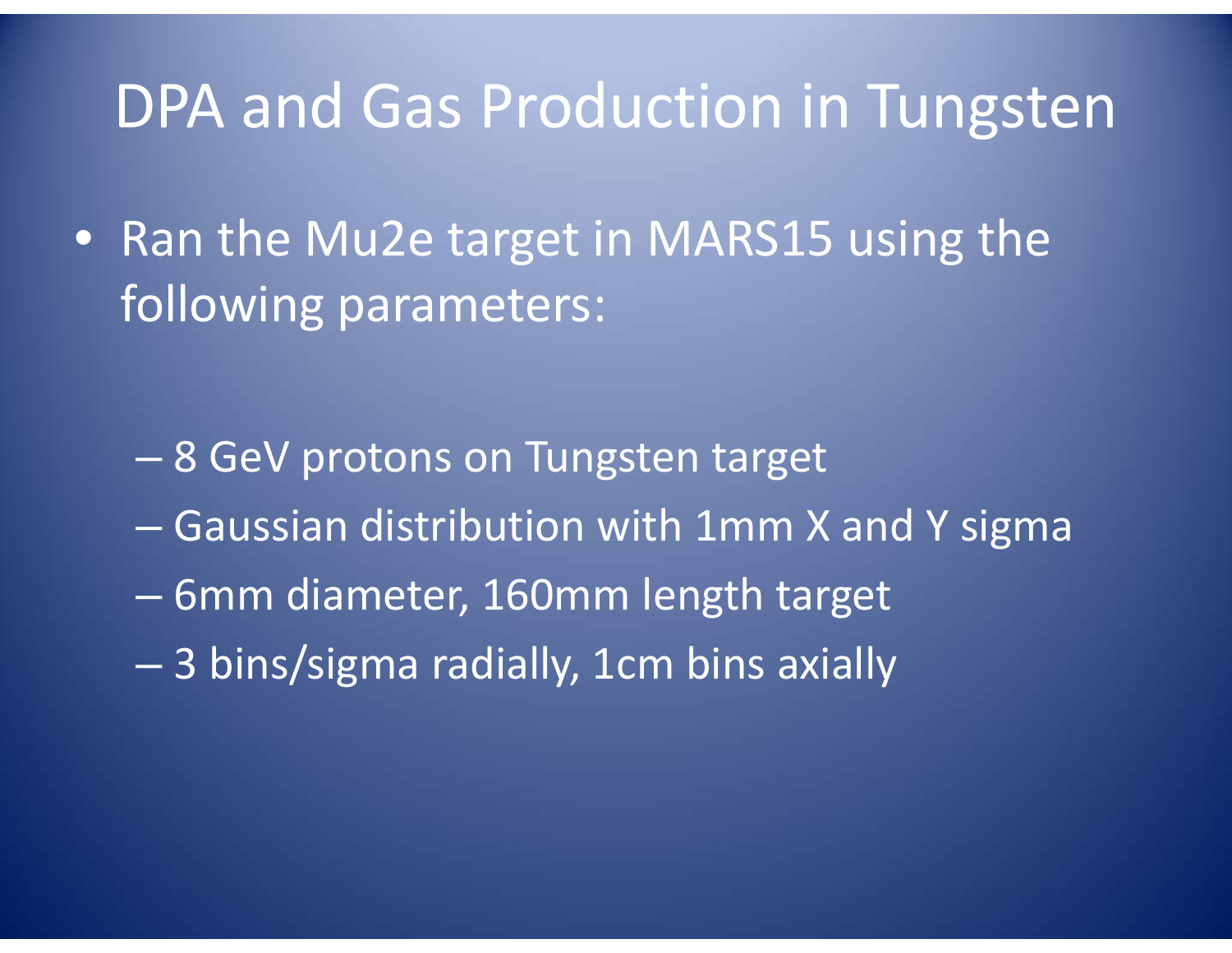# DPA and Gas Production in Tungsten

- Ran the Mu2e target in MARS15 using the following parameters:
  - 8 GeV protons on Tungsten target
  - Gaussian distribution with 1mm X and Y sigma
  - 6mm diameter, 160mm length target
  - 3 bins/sigma radially, 1cm bins axially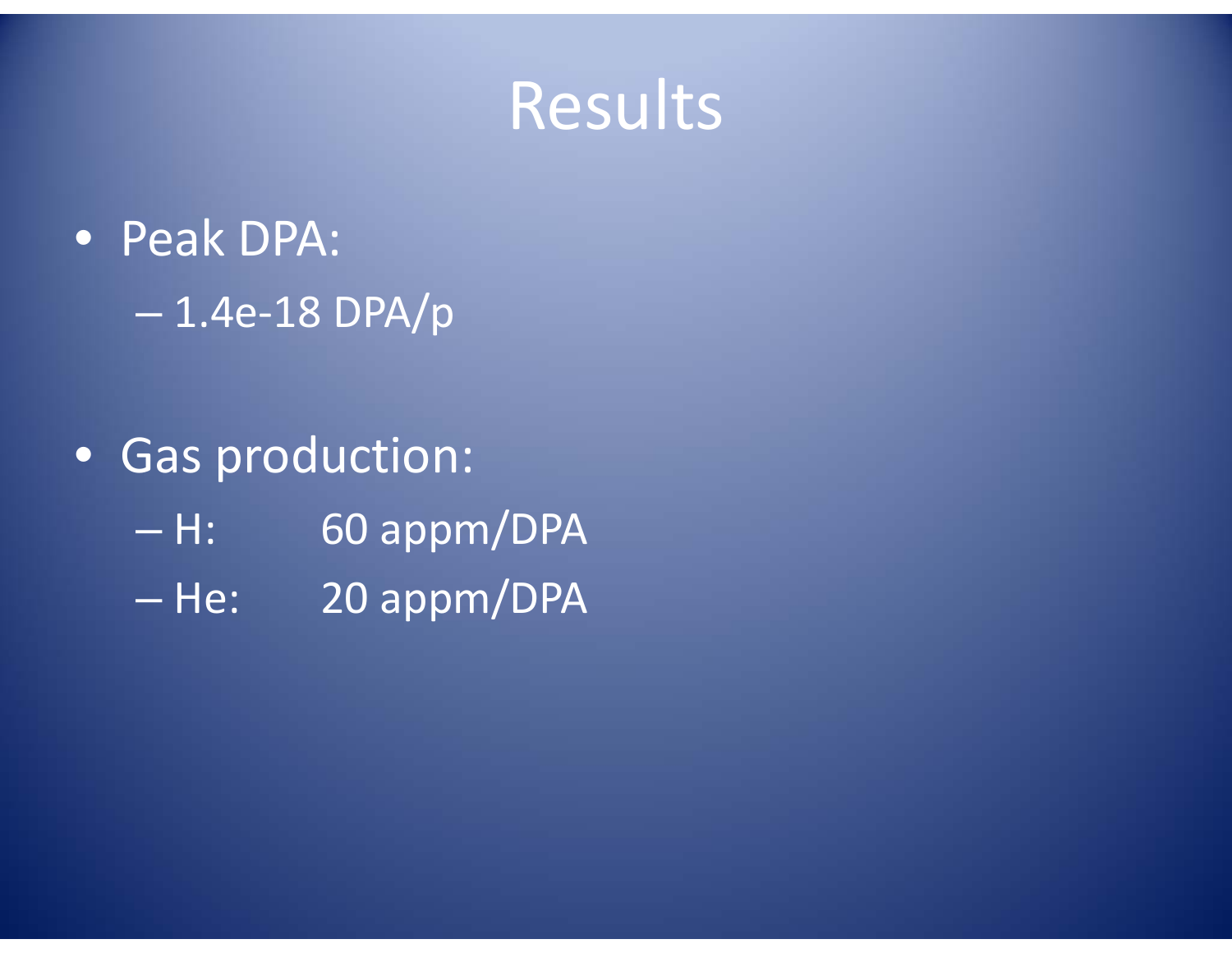# Results

- Peak DPA:
  - 1.4e-18 DPA/p

- Gas production:
  - H: 60 appm/DPA
  - He: 20 appm/DPA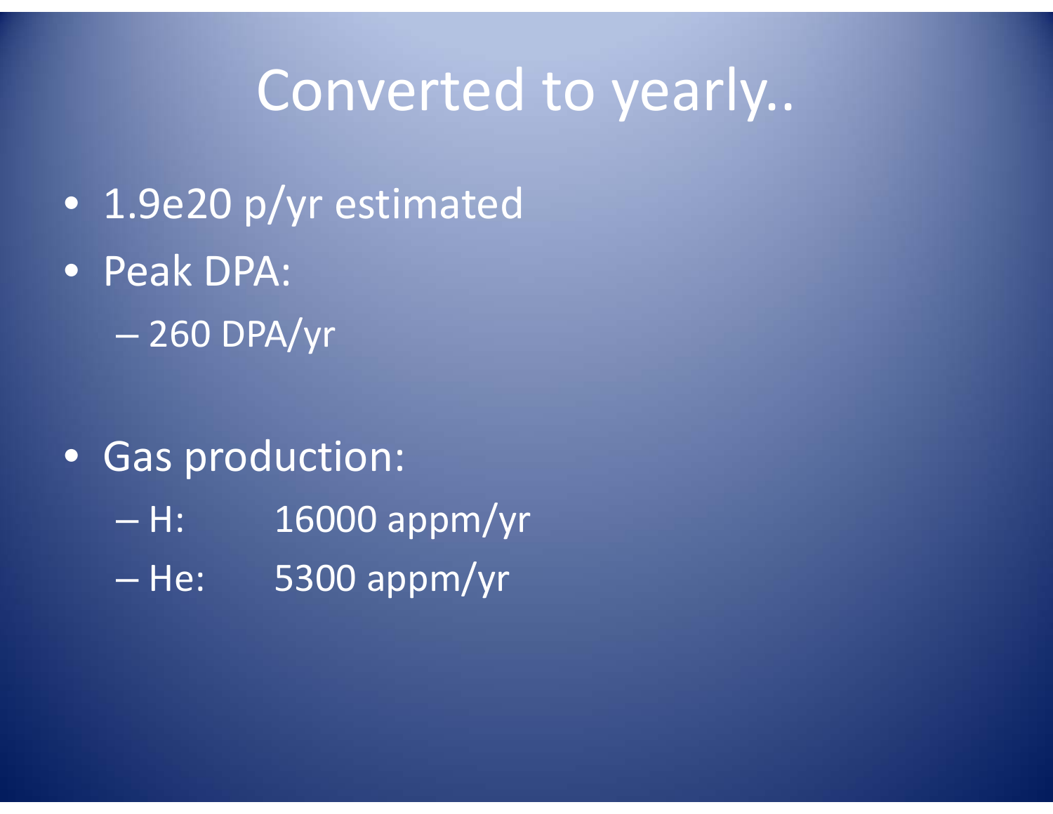# Converted to yearly..

- 1.9e20 p/yr estimated
- Peak DPA:
  - 260 DPA/yr

- Gas production:
  - H: 16000 appm/yr
  - He: 5300 appm/yr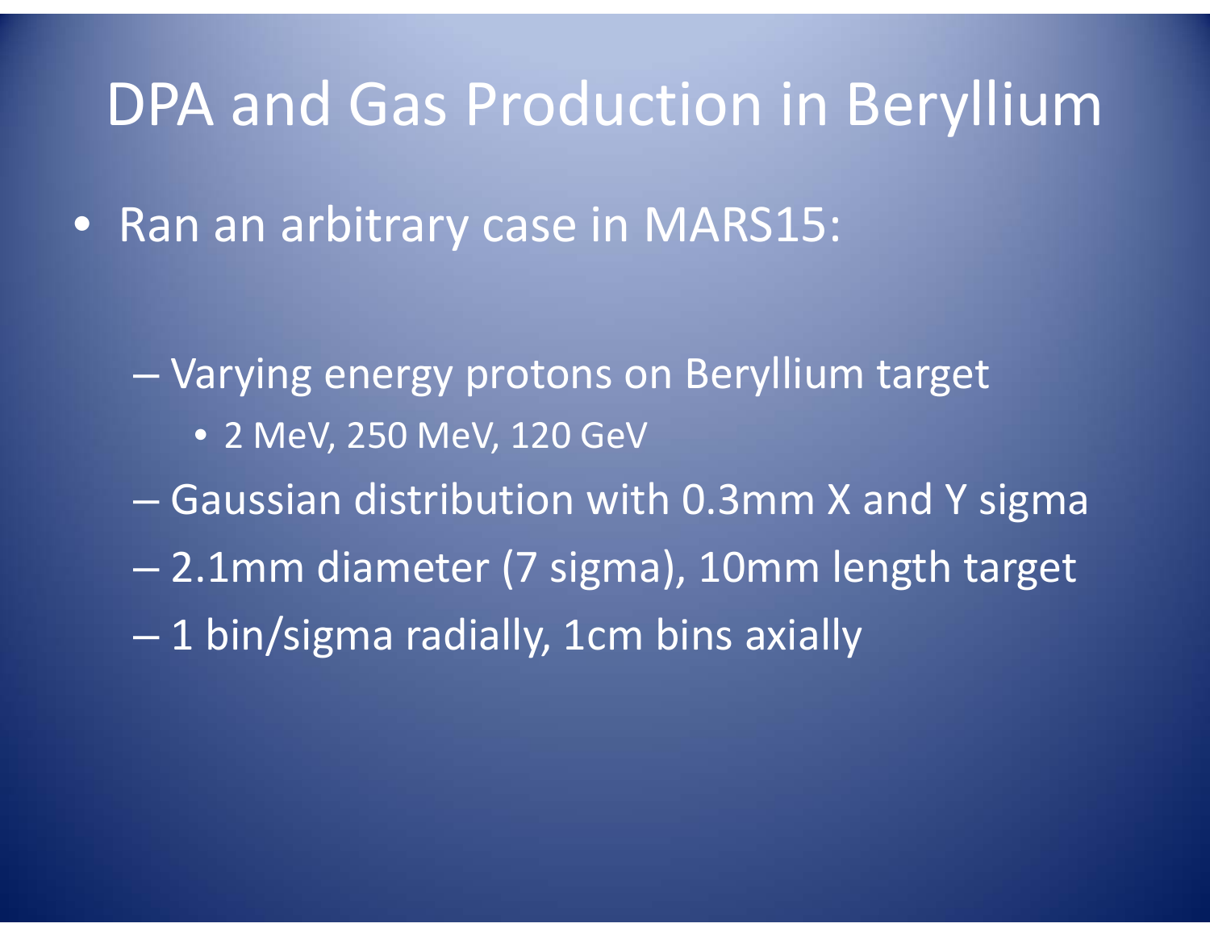# DPA and Gas Production in Beryllium

- Ran an arbitrary case in MARS15:
  - Varying energy protons on Beryllium target
    - 2 MeV, 250 MeV, 120 GeV
  - Gaussian distribution with 0.3mm X and Y sigma
  - 2.1mm diameter (7 sigma), 10mm length target
  - 1 bin/sigma radially, 1cm bins axially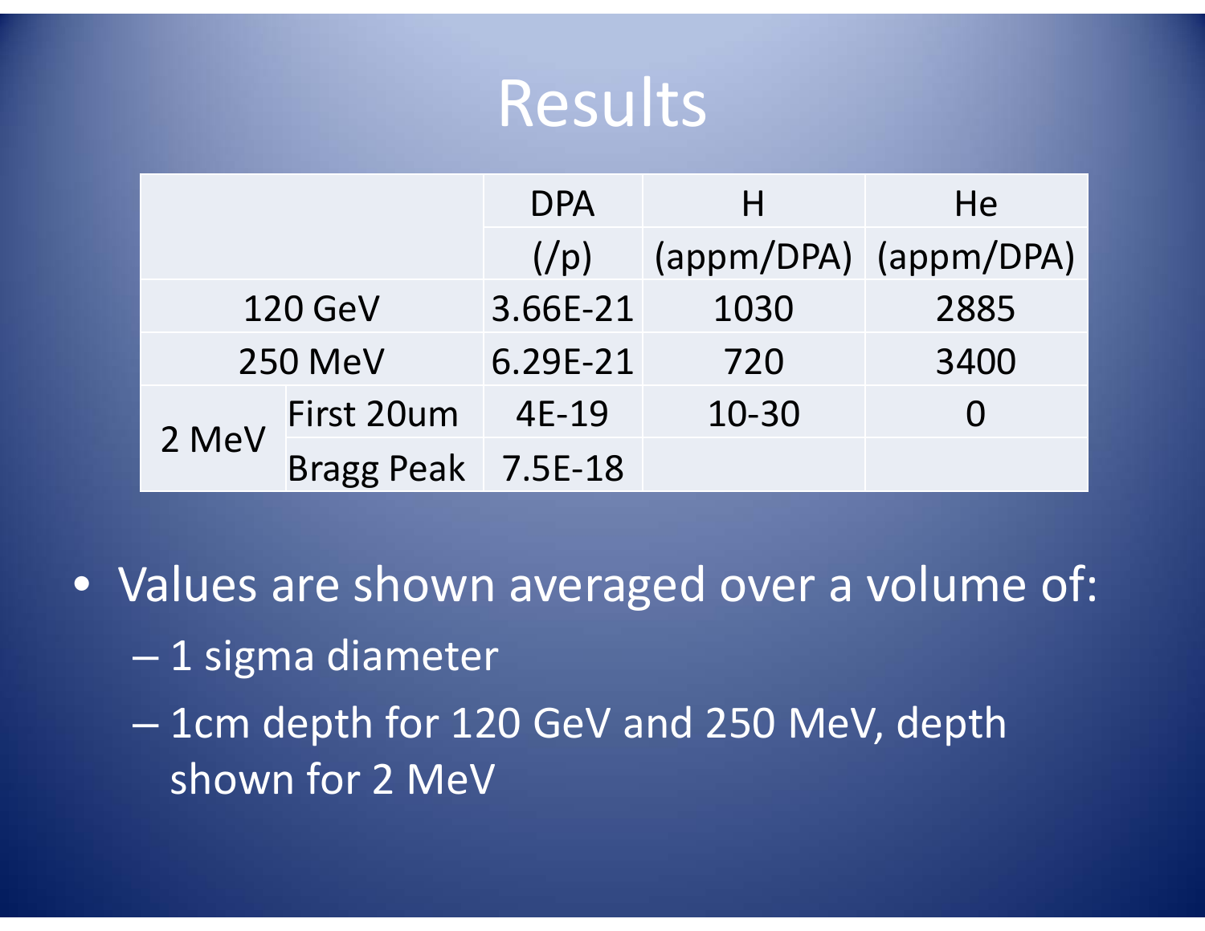# Results

| | | DPA (/p) | H (appm/DPA) | He (appm/DPA) |
|---|---|---|---|---|
| 120 GeV | | 3.66E-21 | 1030 | 2885 |
| 250 MeV | | 6.29E-21 | 720 | 3400 |
| 2 MeV | First 20um | 4E-19 | 10-30 | 0 |
| | Bragg Peak | 7.5E-18 | | |

- Values are shown averaged over a volume of:
  - 1 sigma diameter
  - 1cm depth for 120 GeV and 250 MeV, depth shown for 2 MeV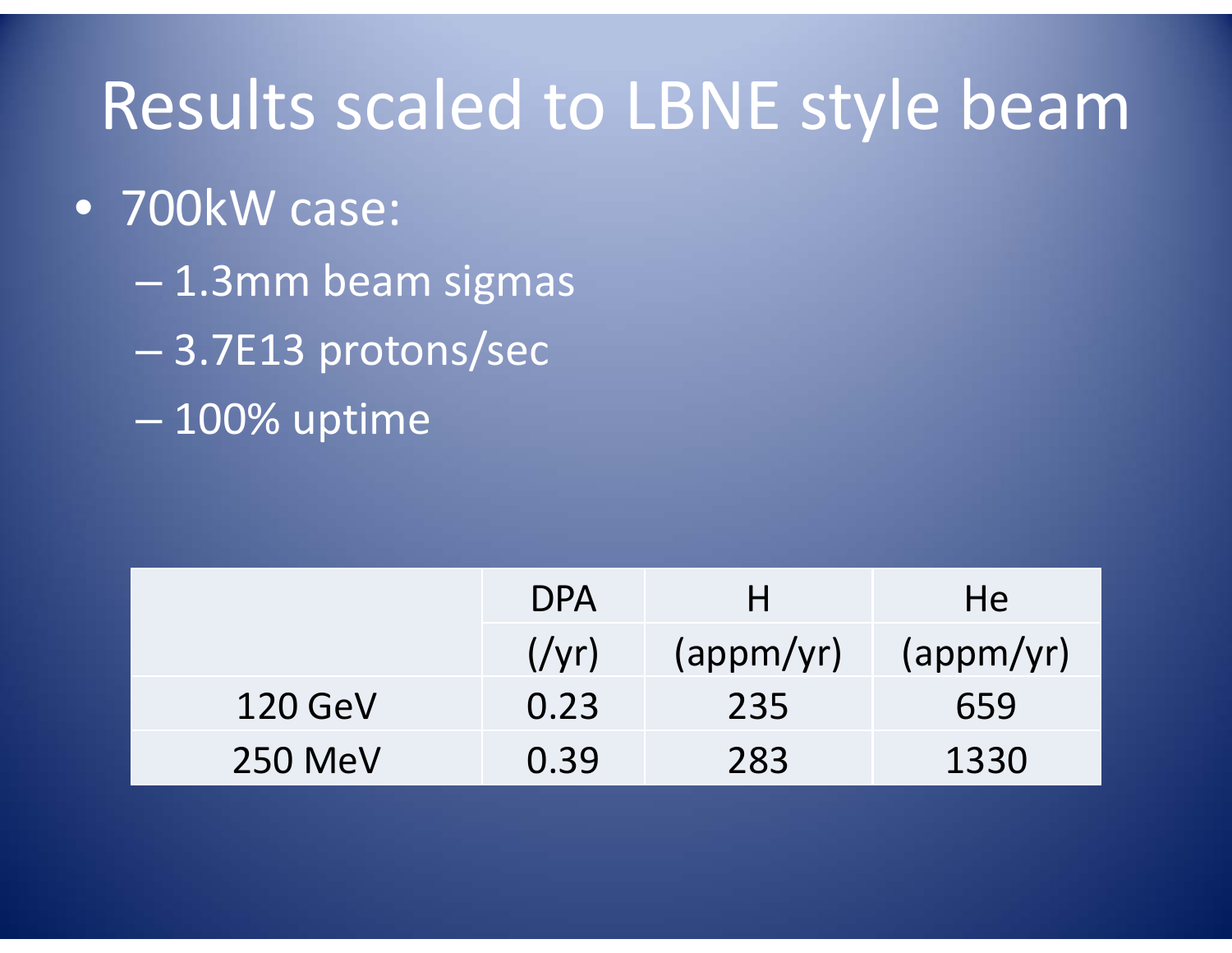# Results scaled to LBNE style beam

- 700kW case:
  - 1.3mm beam sigmas
  - 3.7E13 protons/sec
  - 100% uptime

| | DPA | H | He |
|---|---|---|---|
| | (/yr) | (appm/yr) | (appm/yr) |
| 120 GeV | 0.23 | 235 | 659 |
| 250 MeV | 0.39 | 283 | 1330 |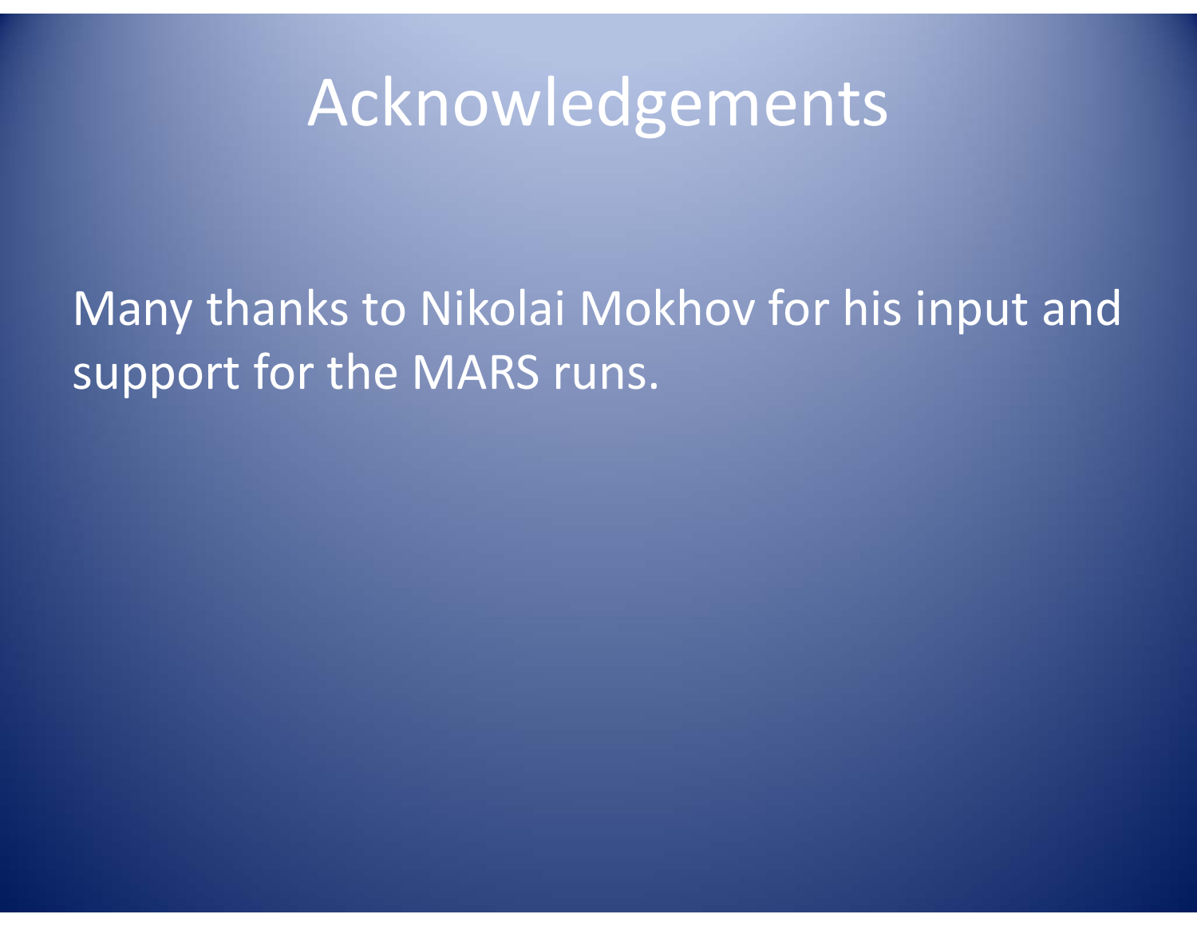# Acknowledgements

Many thanks to Nikolai Mokhov for his input and support for the MARS runs.